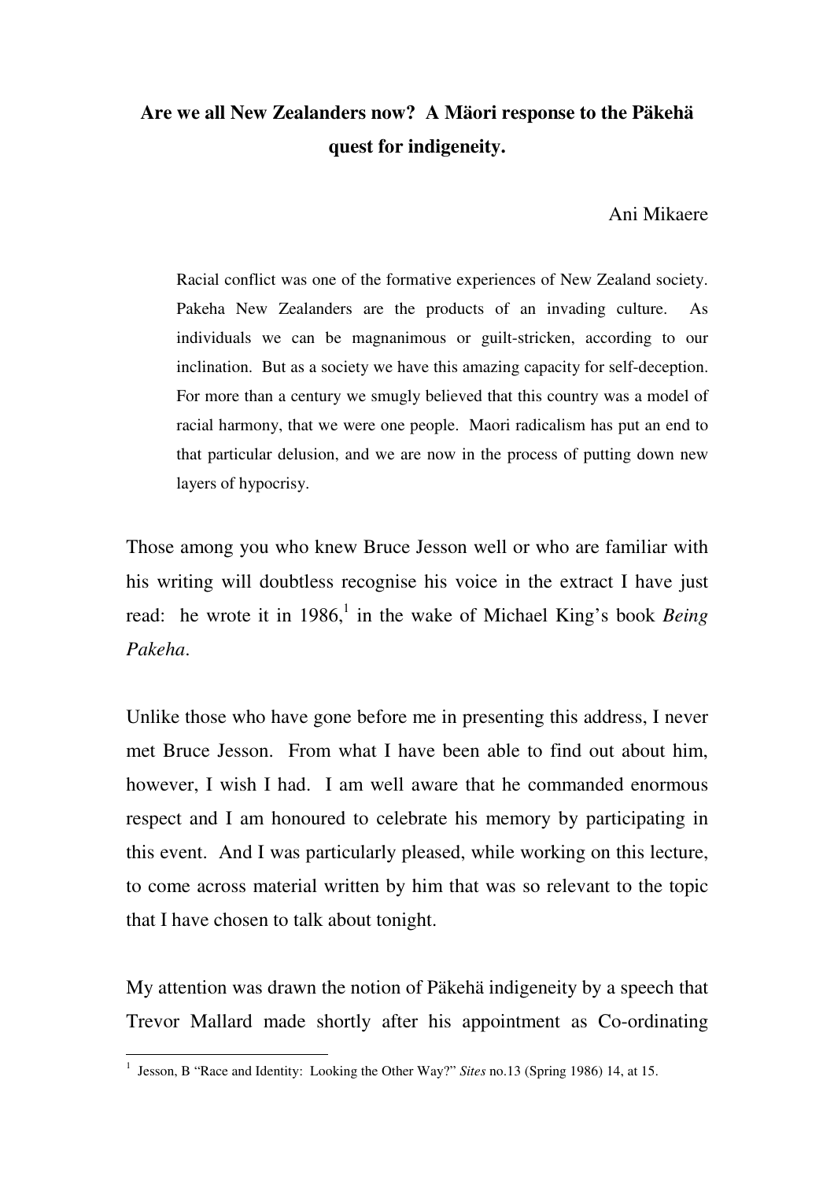# Are we all New Zealanders now? A Mäori response to the Päkehä quest for indigeneity.

Ani Mikaere

> Racial conflict was one of the formative experiences of New Zealand society. Pakeha New Zealanders are the products of an invading culture. As individuals we can be magnanimous or guilt-stricken, according to our inclination. But as a society we have this amazing capacity for self-deception. For more than a century we smugly believed that this country was a model of racial harmony, that we were one people. Maori radicalism has put an end to that particular delusion, and we are now in the process of putting down new layers of hypocrisy.

Those among you who knew Bruce Jesson well or who are familiar with his writing will doubtless recognise his voice in the extract I have just read: he wrote it in 1986,[1] in the wake of Michael King's book *Being Pakeha*.

Unlike those who have gone before me in presenting this address, I never met Bruce Jesson. From what I have been able to find out about him, however, I wish I had. I am well aware that he commanded enormous respect and I am honoured to celebrate his memory by participating in this event. And I was particularly pleased, while working on this lecture, to come across material written by him that was so relevant to the topic that I have chosen to talk about tonight.

My attention was drawn the notion of Päkehä indigeneity by a speech that Trevor Mallard made shortly after his appointment as Co-ordinating

[1] Jesson, B "Race and Identity: Looking the Other Way?" *Sites* no.13 (Spring 1986) 14, at 15.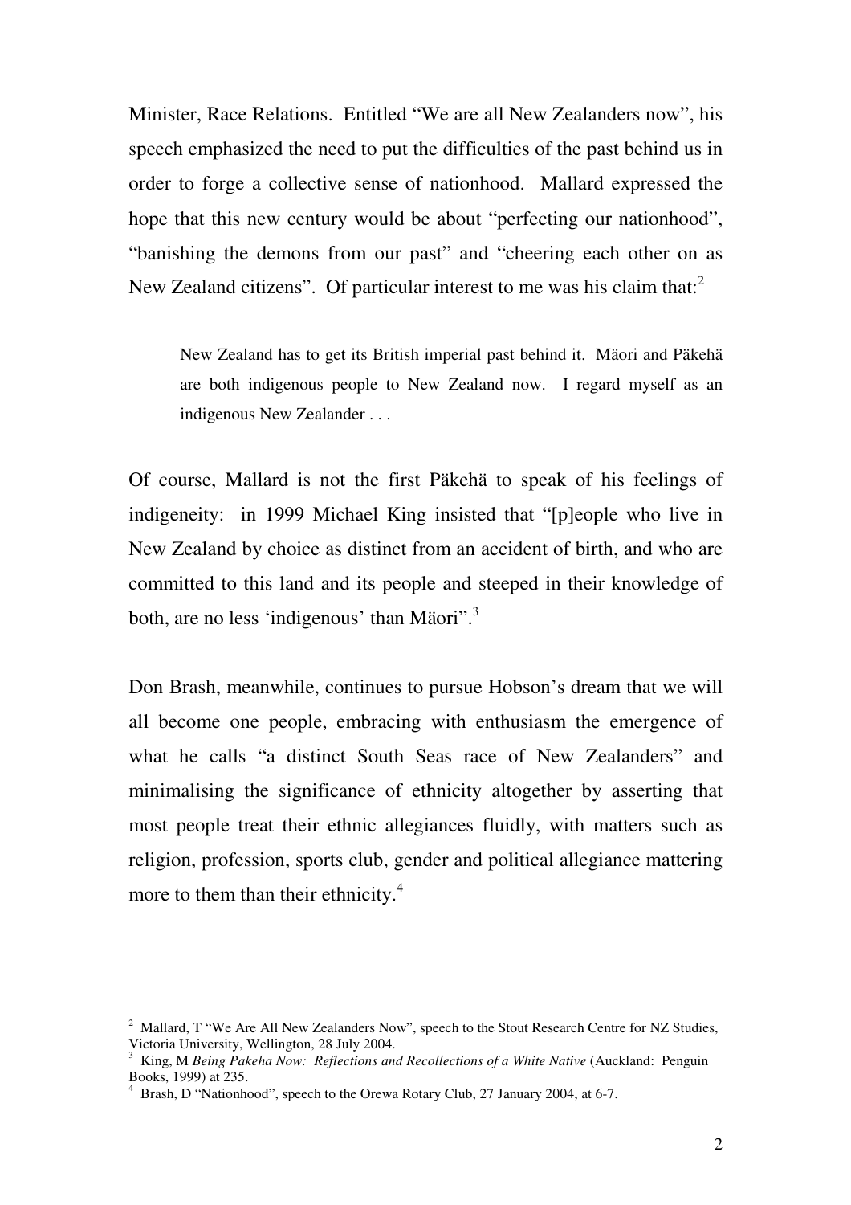Minister, Race Relations. Entitled "We are all New Zealanders now", his speech emphasized the need to put the difficulties of the past behind us in order to forge a collective sense of nationhood. Mallard expressed the hope that this new century would be about "perfecting our nationhood", "banishing the demons from our past" and "cheering each other on as New Zealand citizens". Of particular interest to me was his claim that:[2]

> New Zealand has to get its British imperial past behind it. Mäori and Päkehä are both indigenous people to New Zealand now. I regard myself as an indigenous New Zealander . . .

Of course, Mallard is not the first Päkehä to speak of his feelings of indigeneity: in 1999 Michael King insisted that "[p]eople who live in New Zealand by choice as distinct from an accident of birth, and who are committed to this land and its people and steeped in their knowledge of both, are no less 'indigenous' than Mäori".[3]

Don Brash, meanwhile, continues to pursue Hobson's dream that we will all become one people, embracing with enthusiasm the emergence of what he calls "a distinct South Seas race of New Zealanders" and minimalising the significance of ethnicity altogether by asserting that most people treat their ethnic allegiances fluidly, with matters such as religion, profession, sports club, gender and political allegiance mattering more to them than their ethnicity.[4]

---

[2] Mallard, T "We Are All New Zealanders Now", speech to the Stout Research Centre for NZ Studies, Victoria University, Wellington, 28 July 2004.

[3] King, M *Being Pakeha Now: Reflections and Recollections of a White Native* (Auckland: Penguin Books, 1999) at 235.

[4] Brash, D "Nationhood", speech to the Orewa Rotary Club, 27 January 2004, at 6-7.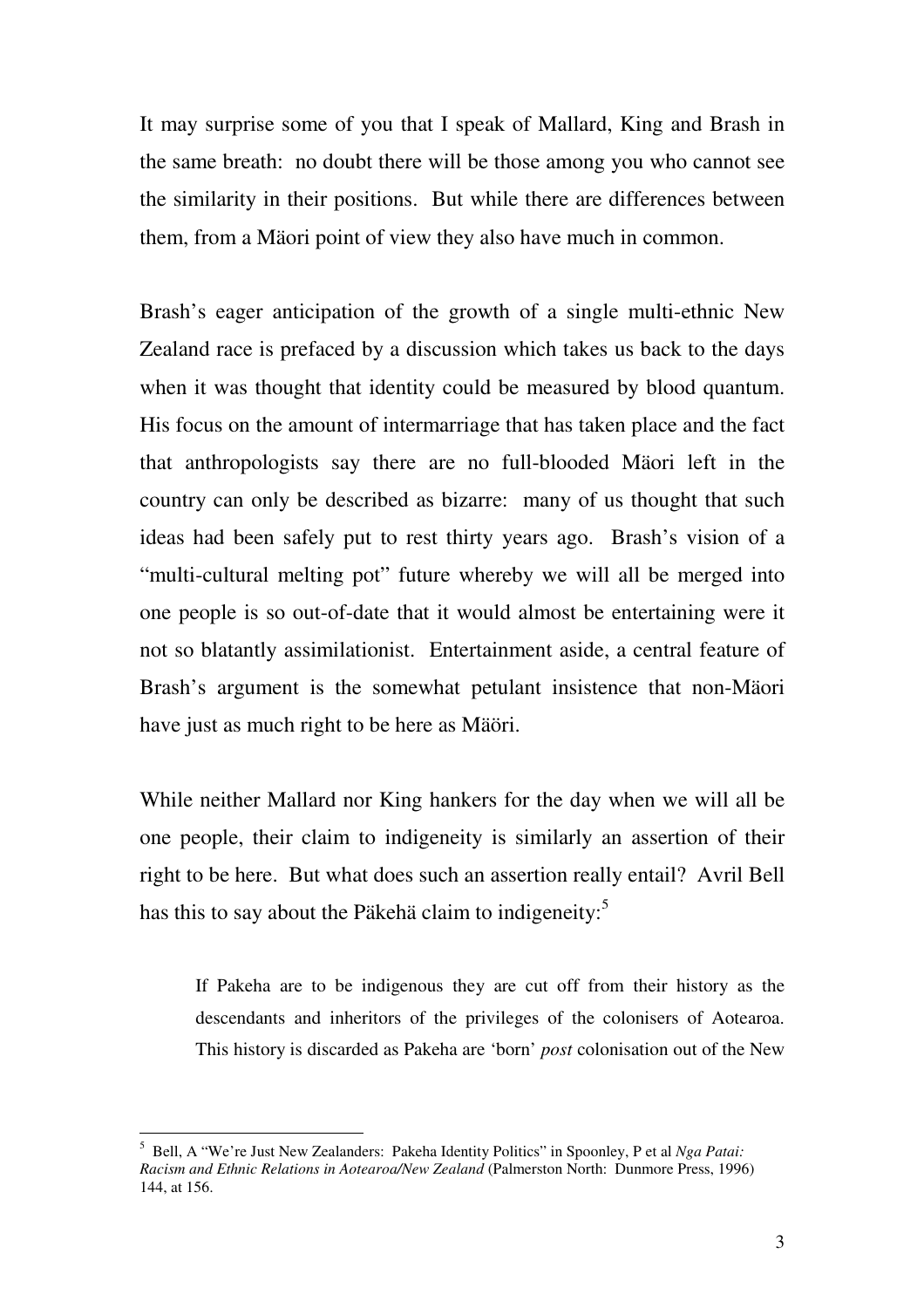It may surprise some of you that I speak of Mallard, King and Brash in the same breath: no doubt there will be those among you who cannot see the similarity in their positions. But while there are differences between them, from a Mäori point of view they also have much in common.

Brash's eager anticipation of the growth of a single multi-ethnic New Zealand race is prefaced by a discussion which takes us back to the days when it was thought that identity could be measured by blood quantum. His focus on the amount of intermarriage that has taken place and the fact that anthropologists say there are no full-blooded Mäori left in the country can only be described as bizarre: many of us thought that such ideas had been safely put to rest thirty years ago. Brash's vision of a "multi-cultural melting pot" future whereby we will all be merged into one people is so out-of-date that it would almost be entertaining were it not so blatantly assimilationist. Entertainment aside, a central feature of Brash's argument is the somewhat petulant insistence that non-Mäori have just as much right to be here as Mäöri.

While neither Mallard nor King hankers for the day when we will all be one people, their claim to indigeneity is similarly an assertion of their right to be here. But what does such an assertion really entail? Avril Bell has this to say about the Päkehä claim to indigeneity:[5]

> If Pakeha are to be indigenous they are cut off from their history as the descendants and inheritors of the privileges of the colonisers of Aotearoa. This history is discarded as Pakeha are 'born' *post* colonisation out of the New

---

[5] Bell, A "We're Just New Zealanders: Pakeha Identity Politics" in Spoonley, P et al *Nga Patai: Racism and Ethnic Relations in Aotearoa/New Zealand* (Palmerston North: Dunmore Press, 1996) 144, at 156.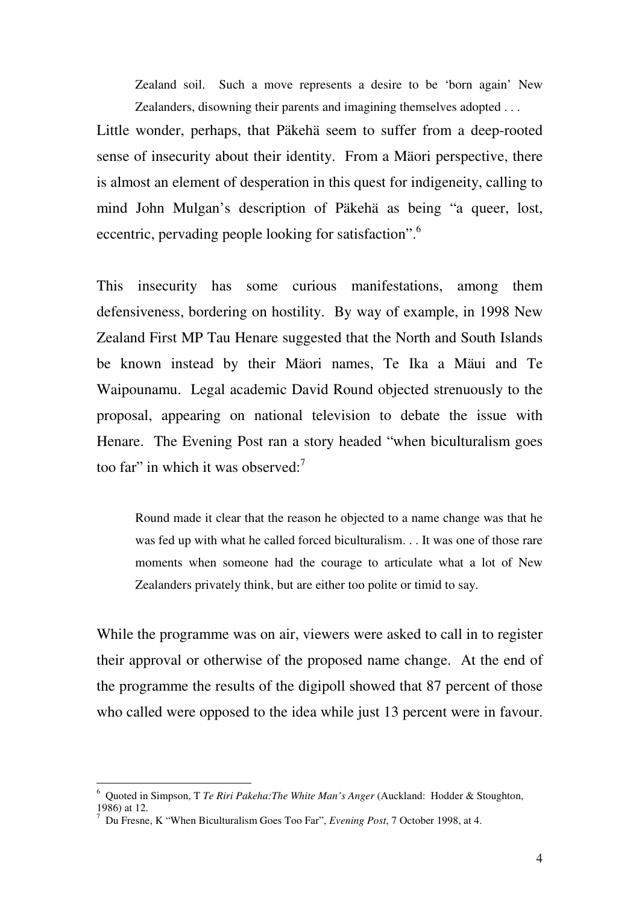> Zealand soil. Such a move represents a desire to be 'born again' New Zealanders, disowning their parents and imagining themselves adopted . . .

Little wonder, perhaps, that Päkehä seem to suffer from a deep-rooted sense of insecurity about their identity. From a Mäori perspective, there is almost an element of desperation in this quest for indigeneity, calling to mind John Mulgan's description of Päkehä as being "a queer, lost, eccentric, pervading people looking for satisfaction".[6]

This insecurity has some curious manifestations, among them defensiveness, bordering on hostility. By way of example, in 1998 New Zealand First MP Tau Henare suggested that the North and South Islands be known instead by their Mäori names, Te Ika a Mäui and Te Waipounamu. Legal academic David Round objected strenuously to the proposal, appearing on national television to debate the issue with Henare. The Evening Post ran a story headed "when biculturalism goes too far" in which it was observed:[7]

> Round made it clear that the reason he objected to a name change was that he was fed up with what he called forced biculturalism. . . It was one of those rare moments when someone had the courage to articulate what a lot of New Zealanders privately think, but are either too polite or timid to say.

While the programme was on air, viewers were asked to call in to register their approval or otherwise of the proposed name change. At the end of the programme the results of the digipoll showed that 87 percent of those who called were opposed to the idea while just 13 percent were in favour.

---

[6] Quoted in Simpson, T *Te Riri Pakeha:The White Man's Anger* (Auckland: Hodder & Stoughton, 1986) at 12.

[7] Du Fresne, K "When Biculturalism Goes Too Far", *Evening Post*, 7 October 1998, at 4.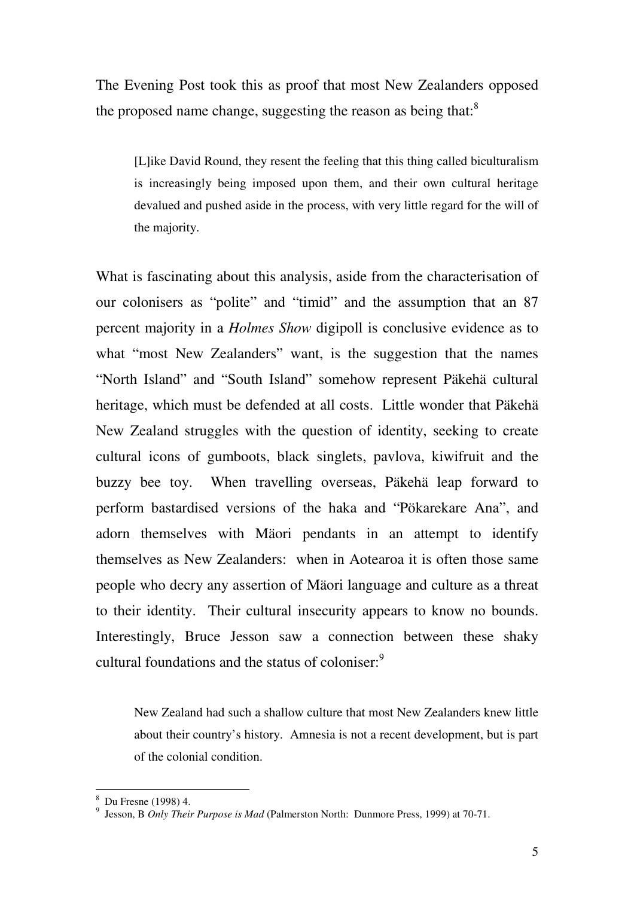The Evening Post took this as proof that most New Zealanders opposed the proposed name change, suggesting the reason as being that:[8]

> [L]ike David Round, they resent the feeling that this thing called biculturalism is increasingly being imposed upon them, and their own cultural heritage devalued and pushed aside in the process, with very little regard for the will of the majority.

What is fascinating about this analysis, aside from the characterisation of our colonisers as "polite" and "timid" and the assumption that an 87 percent majority in a *Holmes Show* digipoll is conclusive evidence as to what "most New Zealanders" want, is the suggestion that the names "North Island" and "South Island" somehow represent Päkehä cultural heritage, which must be defended at all costs. Little wonder that Päkehä New Zealand struggles with the question of identity, seeking to create cultural icons of gumboots, black singlets, pavlova, kiwifruit and the buzzy bee toy. When travelling overseas, Päkehä leap forward to perform bastardised versions of the haka and "Pökarekare Ana", and adorn themselves with Mäori pendants in an attempt to identify themselves as New Zealanders: when in Aotearoa it is often those same people who decry any assertion of Mäori language and culture as a threat to their identity. Their cultural insecurity appears to know no bounds. Interestingly, Bruce Jesson saw a connection between these shaky cultural foundations and the status of coloniser:[9]

> New Zealand had such a shallow culture that most New Zealanders knew little about their country's history. Amnesia is not a recent development, but is part of the colonial condition.

---

[8] Du Fresne (1998) 4.

[9] Jesson, B *Only Their Purpose is Mad* (Palmerston North: Dunmore Press, 1999) at 70-71.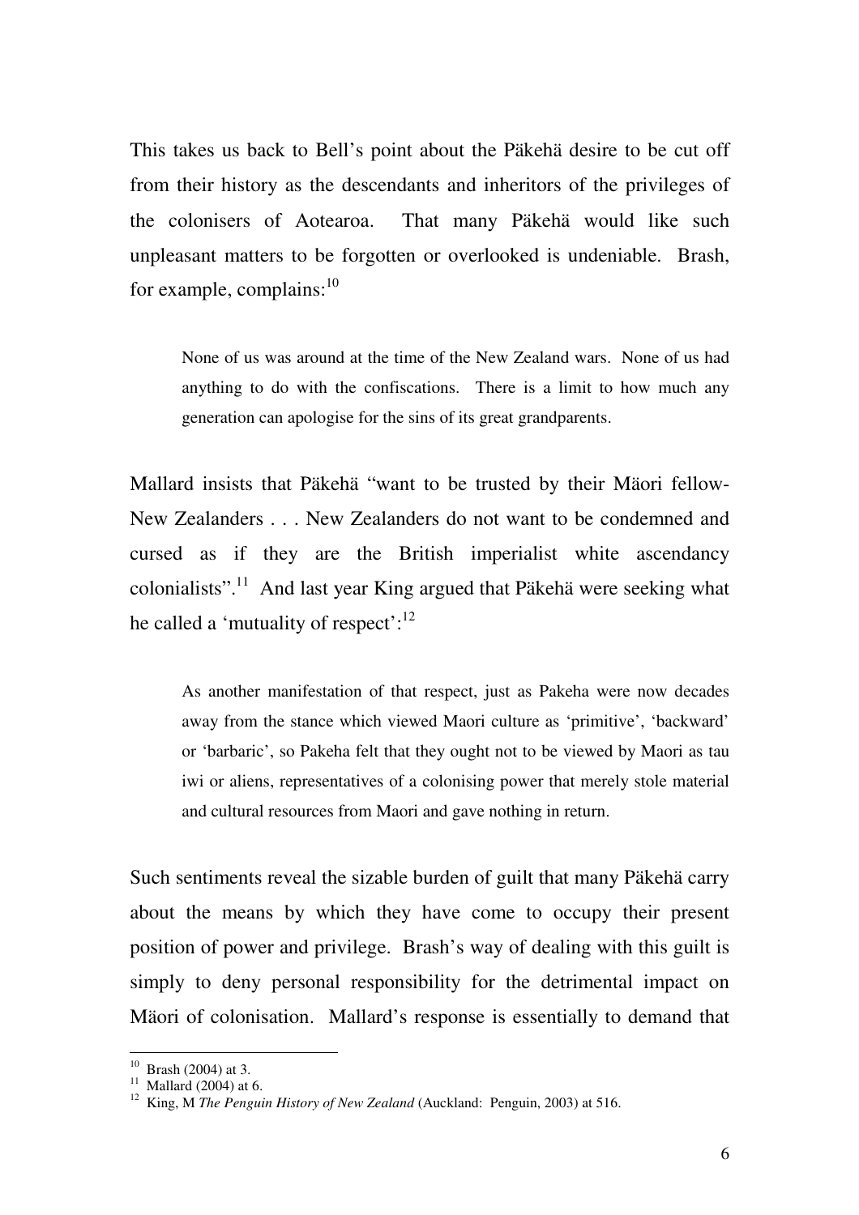This takes us back to Bell's point about the Päkehä desire to be cut off from their history as the descendants and inheritors of the privileges of the colonisers of Aotearoa. That many Päkehä would like such unpleasant matters to be forgotten or overlooked is undeniable. Brash, for example, complains:[10]

> None of us was around at the time of the New Zealand wars. None of us had anything to do with the confiscations. There is a limit to how much any generation can apologise for the sins of its great grandparents.

Mallard insists that Päkehä "want to be trusted by their Mäori fellow-New Zealanders . . . New Zealanders do not want to be condemned and cursed as if they are the British imperialist white ascendancy colonialists".[11] And last year King argued that Päkehä were seeking what he called a 'mutuality of respect':[12]

> As another manifestation of that respect, just as Pakeha were now decades away from the stance which viewed Maori culture as 'primitive', 'backward' or 'barbaric', so Pakeha felt that they ought not to be viewed by Maori as tau iwi or aliens, representatives of a colonising power that merely stole material and cultural resources from Maori and gave nothing in return.

Such sentiments reveal the sizable burden of guilt that many Päkehä carry about the means by which they have come to occupy their present position of power and privilege. Brash's way of dealing with this guilt is simply to deny personal responsibility for the detrimental impact on Mäori of colonisation. Mallard's response is essentially to demand that

---

[10] Brash (2004) at 3.

[11] Mallard (2004) at 6.

[12] King, M *The Penguin History of New Zealand* (Auckland: Penguin, 2003) at 516.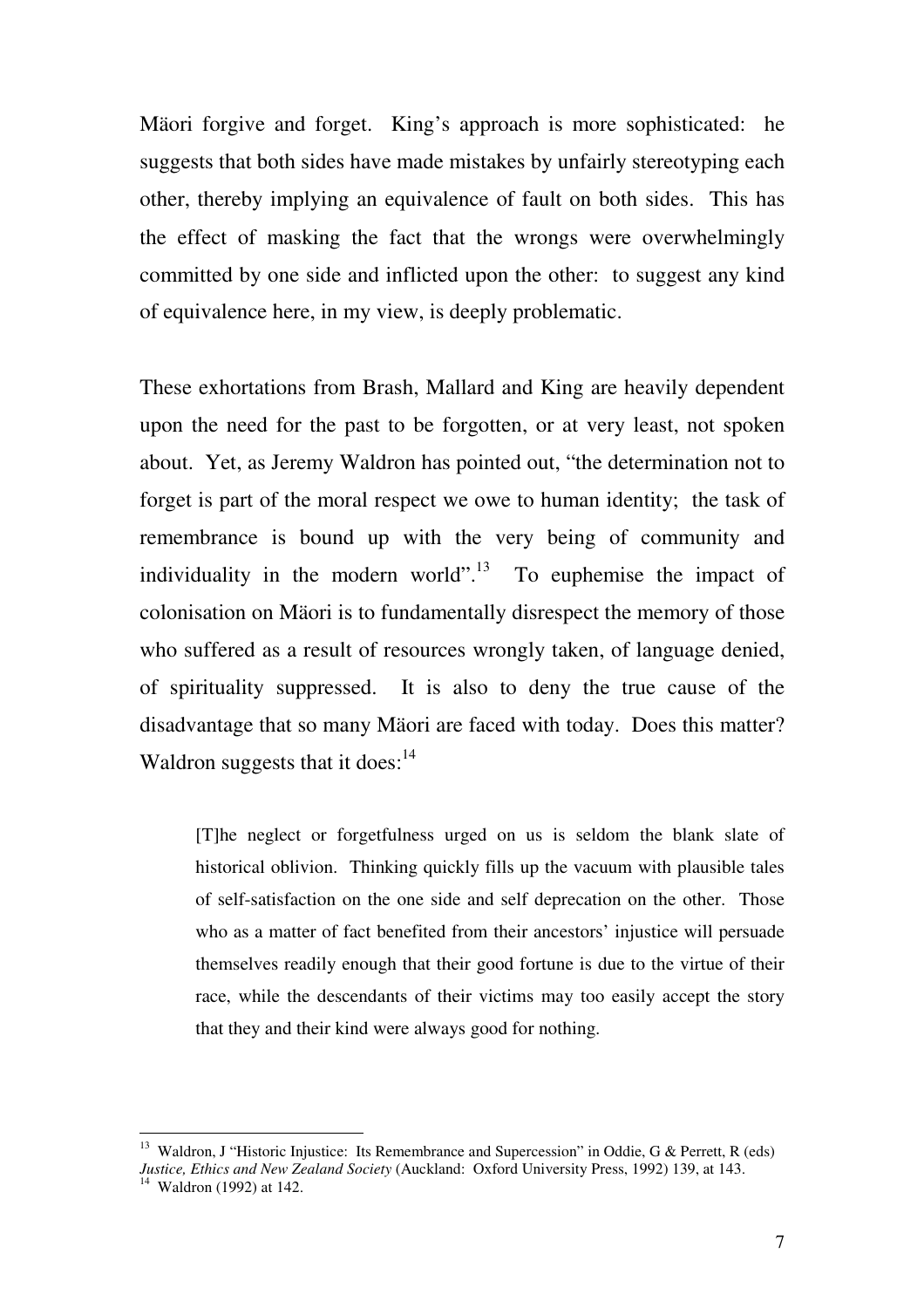Mäori forgive and forget. King's approach is more sophisticated: he suggests that both sides have made mistakes by unfairly stereotyping each other, thereby implying an equivalence of fault on both sides. This has the effect of masking the fact that the wrongs were overwhelmingly committed by one side and inflicted upon the other: to suggest any kind of equivalence here, in my view, is deeply problematic.

These exhortations from Brash, Mallard and King are heavily dependent upon the need for the past to be forgotten, or at very least, not spoken about. Yet, as Jeremy Waldron has pointed out, "the determination not to forget is part of the moral respect we owe to human identity; the task of remembrance is bound up with the very being of community and individuality in the modern world".[13] To euphemise the impact of colonisation on Mäori is to fundamentally disrespect the memory of those who suffered as a result of resources wrongly taken, of language denied, of spirituality suppressed. It is also to deny the true cause of the disadvantage that so many Mäori are faced with today. Does this matter? Waldron suggests that it does:[14]

> [T]he neglect or forgetfulness urged on us is seldom the blank slate of historical oblivion. Thinking quickly fills up the vacuum with plausible tales of self-satisfaction on the one side and self deprecation on the other. Those who as a matter of fact benefited from their ancestors' injustice will persuade themselves readily enough that their good fortune is due to the virtue of their race, while the descendants of their victims may too easily accept the story that they and their kind were always good for nothing.

---

[13] Waldron, J "Historic Injustice: Its Remembrance and Supercession" in Oddie, G & Perrett, R (eds) *Justice, Ethics and New Zealand Society* (Auckland: Oxford University Press, 1992) 139, at 143.

[14] Waldron (1992) at 142.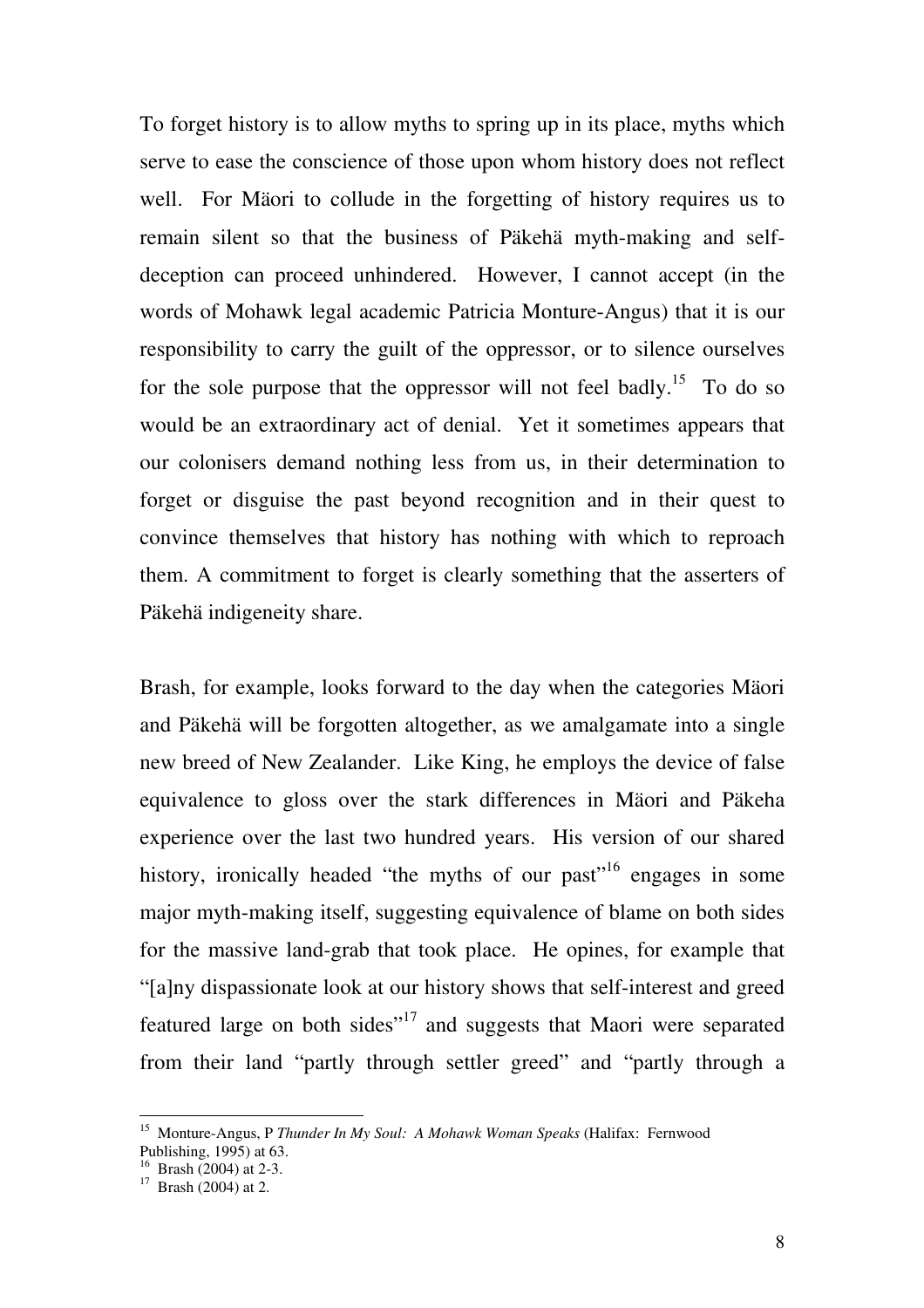To forget history is to allow myths to spring up in its place, myths which serve to ease the conscience of those upon whom history does not reflect well. For Mäori to collude in the forgetting of history requires us to remain silent so that the business of Päkehä myth-making and self-deception can proceed unhindered. However, I cannot accept (in the words of Mohawk legal academic Patricia Monture-Angus) that it is our responsibility to carry the guilt of the oppressor, or to silence ourselves for the sole purpose that the oppressor will not feel badly.[15] To do so would be an extraordinary act of denial. Yet it sometimes appears that our colonisers demand nothing less from us, in their determination to forget or disguise the past beyond recognition and in their quest to convince themselves that history has nothing with which to reproach them. A commitment to forget is clearly something that the asserters of Päkehä indigeneity share.

Brash, for example, looks forward to the day when the categories Mäori and Päkehä will be forgotten altogether, as we amalgamate into a single new breed of New Zealander. Like King, he employs the device of false equivalence to gloss over the stark differences in Mäori and Päkeha experience over the last two hundred years. His version of our shared history, ironically headed "the myths of our past"[16] engages in some major myth-making itself, suggesting equivalence of blame on both sides for the massive land-grab that took place. He opines, for example that "[a]ny dispassionate look at our history shows that self-interest and greed featured large on both sides"[17] and suggests that Maori were separated from their land "partly through settler greed" and "partly through a

---

[15] Monture-Angus, P *Thunder In My Soul: A Mohawk Woman Speaks* (Halifax: Fernwood Publishing, 1995) at 63.

[16] Brash (2004) at 2-3.

[17] Brash (2004) at 2.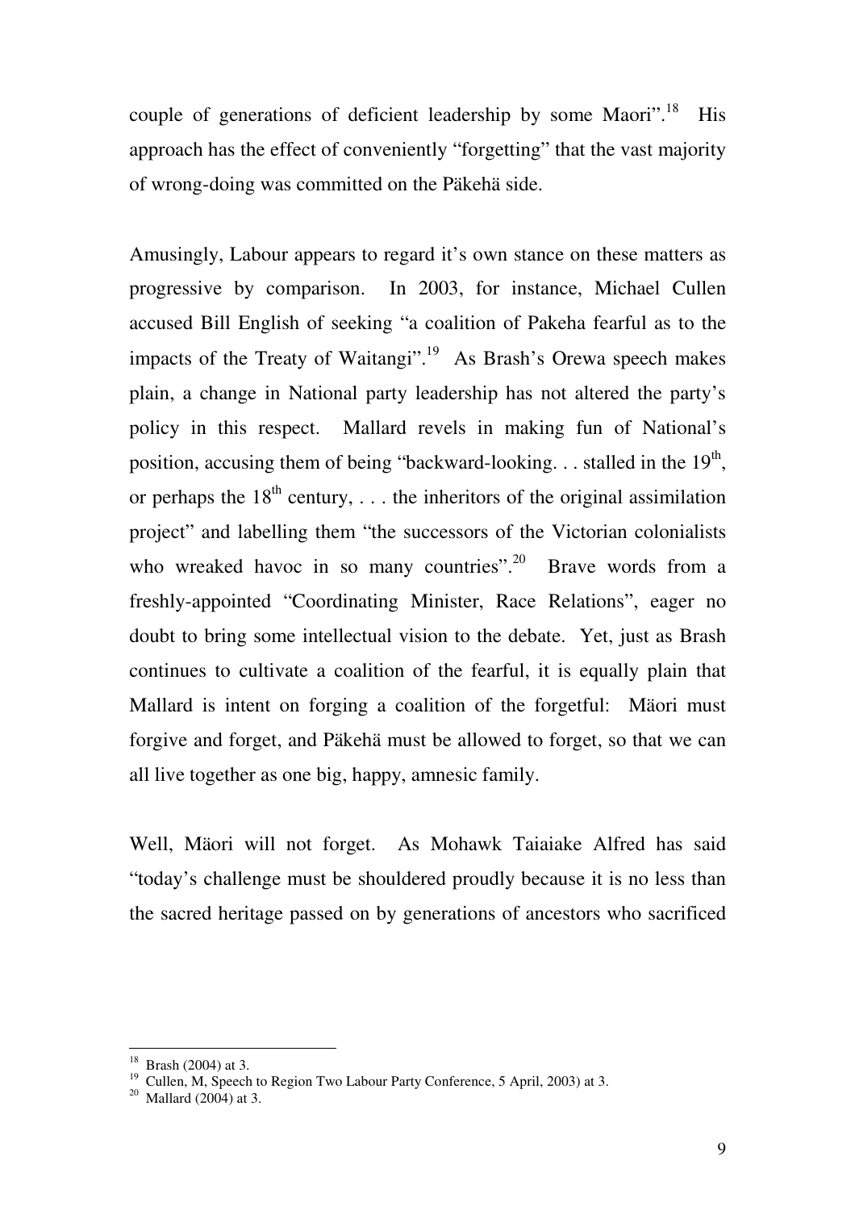couple of generations of deficient leadership by some Maori".[18] His approach has the effect of conveniently "forgetting" that the vast majority of wrong-doing was committed on the Päkehä side.

Amusingly, Labour appears to regard it's own stance on these matters as progressive by comparison. In 2003, for instance, Michael Cullen accused Bill English of seeking "a coalition of Pakeha fearful as to the impacts of the Treaty of Waitangi".[19] As Brash's Orewa speech makes plain, a change in National party leadership has not altered the party's policy in this respect. Mallard revels in making fun of National's position, accusing them of being "backward-looking. . . stalled in the 19th, or perhaps the 18th century, . . . the inheritors of the original assimilation project" and labelling them "the successors of the Victorian colonialists who wreaked havoc in so many countries".[20] Brave words from a freshly-appointed "Coordinating Minister, Race Relations", eager no doubt to bring some intellectual vision to the debate. Yet, just as Brash continues to cultivate a coalition of the fearful, it is equally plain that Mallard is intent on forging a coalition of the forgetful: Mäori must forgive and forget, and Päkehä must be allowed to forget, so that we can all live together as one big, happy, amnesic family.

Well, Mäori will not forget. As Mohawk Taiaiake Alfred has said "today's challenge must be shouldered proudly because it is no less than the sacred heritage passed on by generations of ancestors who sacrificed

---

[18] Brash (2004) at 3.

[19] Cullen, M, Speech to Region Two Labour Party Conference, 5 April, 2003) at 3.

[20] Mallard (2004) at 3.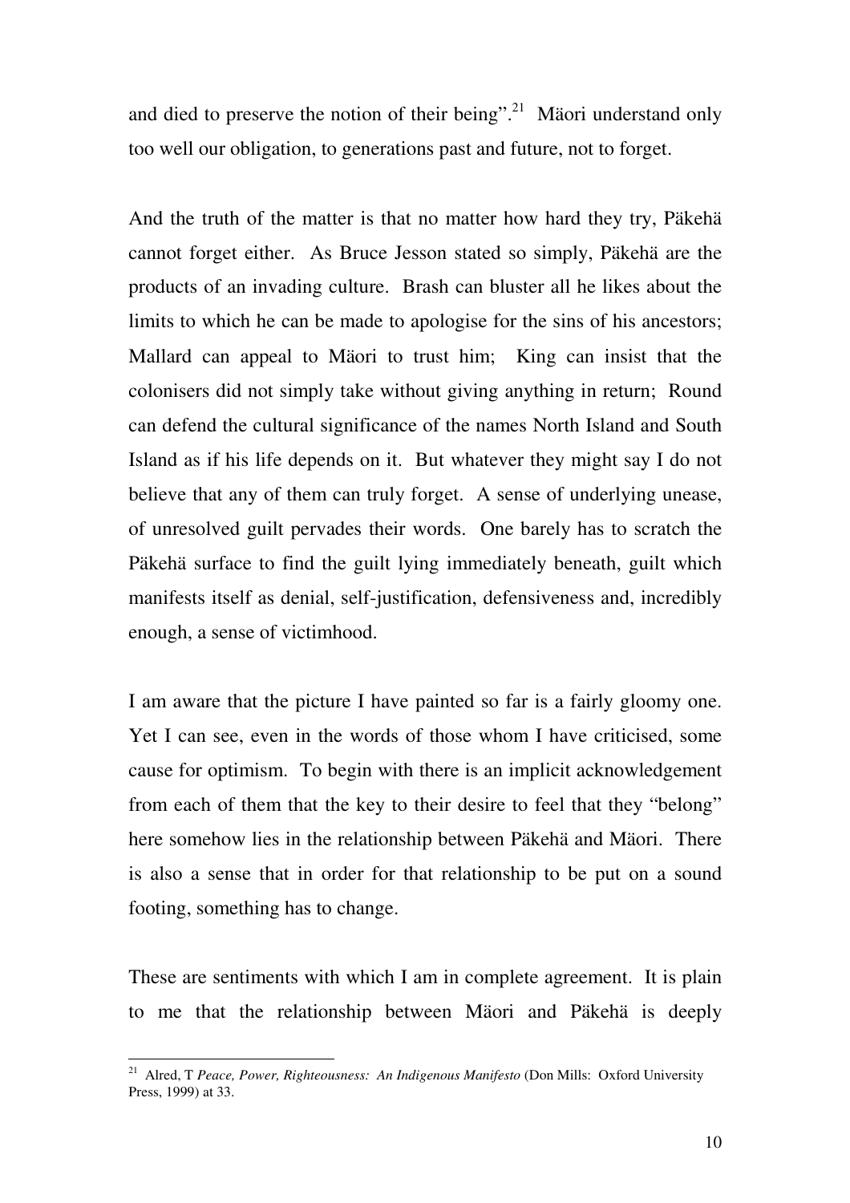and died to preserve the notion of their being".[21] Mäori understand only too well our obligation, to generations past and future, not to forget.

And the truth of the matter is that no matter how hard they try, Päkehä cannot forget either. As Bruce Jesson stated so simply, Päkehä are the products of an invading culture. Brash can bluster all he likes about the limits to which he can be made to apologise for the sins of his ancestors; Mallard can appeal to Mäori to trust him; King can insist that the colonisers did not simply take without giving anything in return; Round can defend the cultural significance of the names North Island and South Island as if his life depends on it. But whatever they might say I do not believe that any of them can truly forget. A sense of underlying unease, of unresolved guilt pervades their words. One barely has to scratch the Päkehä surface to find the guilt lying immediately beneath, guilt which manifests itself as denial, self-justification, defensiveness and, incredibly enough, a sense of victimhood.

I am aware that the picture I have painted so far is a fairly gloomy one. Yet I can see, even in the words of those whom I have criticised, some cause for optimism. To begin with there is an implicit acknowledgement from each of them that the key to their desire to feel that they "belong" here somehow lies in the relationship between Päkehä and Mäori. There is also a sense that in order for that relationship to be put on a sound footing, something has to change.

These are sentiments with which I am in complete agreement. It is plain to me that the relationship between Mäori and Päkehä is deeply

---

[21] Alred, T *Peace, Power, Righteousness: An Indigenous Manifesto* (Don Mills: Oxford University Press, 1999) at 33.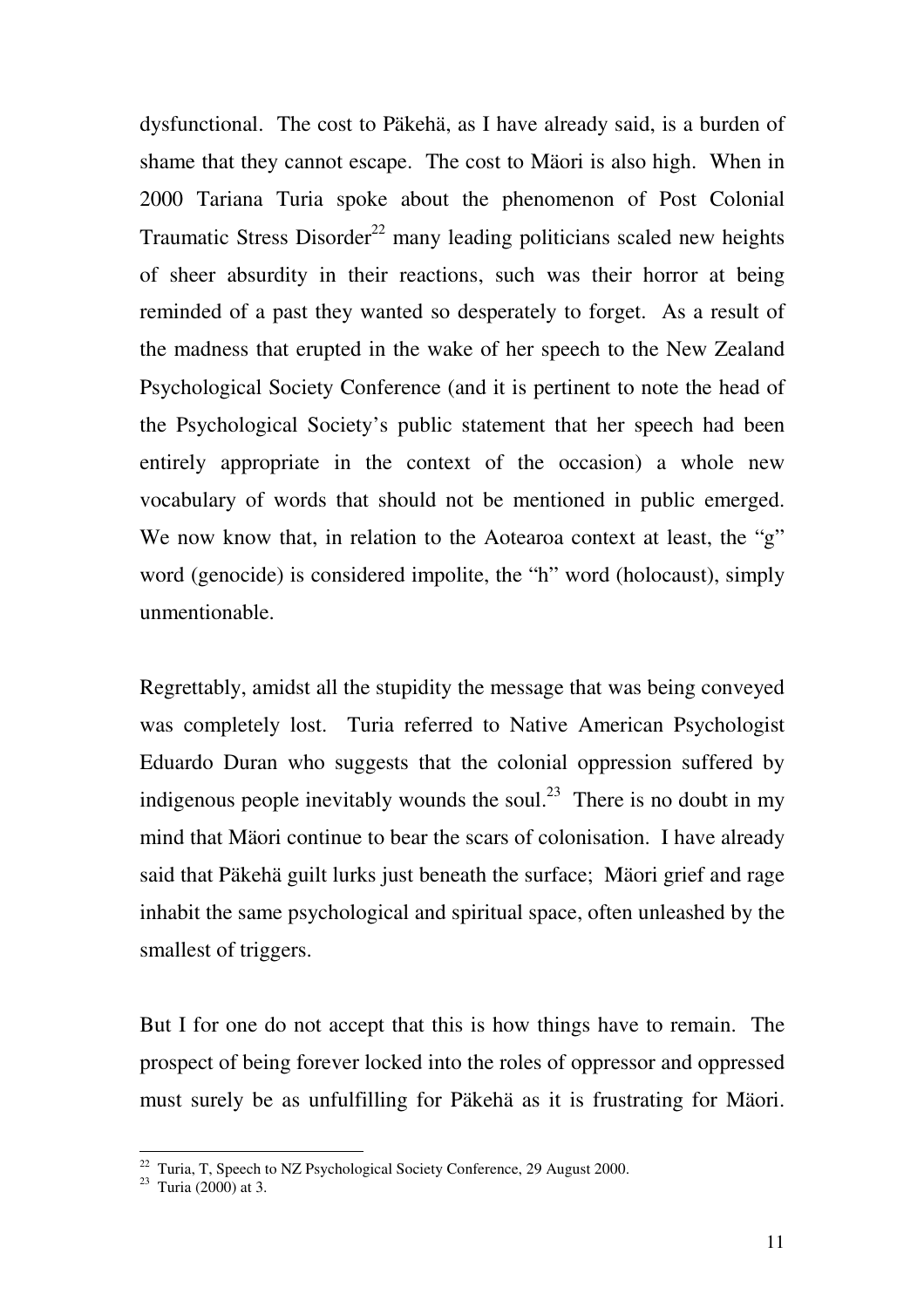dysfunctional. The cost to Päkehä, as I have already said, is a burden of shame that they cannot escape. The cost to Mäori is also high. When in 2000 Tariana Turia spoke about the phenomenon of Post Colonial Traumatic Stress Disorder[22] many leading politicians scaled new heights of sheer absurdity in their reactions, such was their horror at being reminded of a past they wanted so desperately to forget. As a result of the madness that erupted in the wake of her speech to the New Zealand Psychological Society Conference (and it is pertinent to note the head of the Psychological Society's public statement that her speech had been entirely appropriate in the context of the occasion) a whole new vocabulary of words that should not be mentioned in public emerged. We now know that, in relation to the Aotearoa context at least, the "g" word (genocide) is considered impolite, the "h" word (holocaust), simply unmentionable.

Regrettably, amidst all the stupidity the message that was being conveyed was completely lost. Turia referred to Native American Psychologist Eduardo Duran who suggests that the colonial oppression suffered by indigenous people inevitably wounds the soul.[23] There is no doubt in my mind that Mäori continue to bear the scars of colonisation. I have already said that Päkehä guilt lurks just beneath the surface; Mäori grief and rage inhabit the same psychological and spiritual space, often unleashed by the smallest of triggers.

But I for one do not accept that this is how things have to remain. The prospect of being forever locked into the roles of oppressor and oppressed must surely be as unfulfilling for Päkehä as it is frustrating for Mäori.

---

[22] Turia, T, Speech to NZ Psychological Society Conference, 29 August 2000.

[23] Turia (2000) at 3.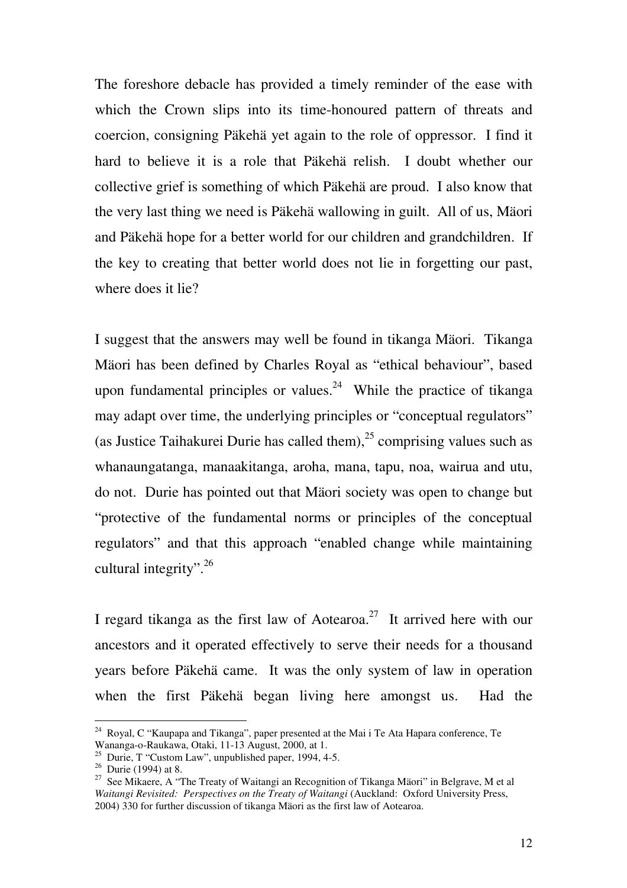The foreshore debacle has provided a timely reminder of the ease with which the Crown slips into its time-honoured pattern of threats and coercion, consigning Päkehä yet again to the role of oppressor. I find it hard to believe it is a role that Päkehä relish. I doubt whether our collective grief is something of which Päkehä are proud. I also know that the very last thing we need is Päkehä wallowing in guilt. All of us, Mäori and Päkehä hope for a better world for our children and grandchildren. If the key to creating that better world does not lie in forgetting our past, where does it lie?

I suggest that the answers may well be found in tikanga Mäori. Tikanga Mäori has been defined by Charles Royal as "ethical behaviour", based upon fundamental principles or values.[24] While the practice of tikanga may adapt over time, the underlying principles or "conceptual regulators" (as Justice Taihakurei Durie has called them),[25] comprising values such as whanaungatanga, manaakitanga, aroha, mana, tapu, noa, wairua and utu, do not. Durie has pointed out that Mäori society was open to change but "protective of the fundamental norms or principles of the conceptual regulators" and that this approach "enabled change while maintaining cultural integrity".[26]

I regard tikanga as the first law of Aotearoa.[27] It arrived here with our ancestors and it operated effectively to serve their needs for a thousand years before Päkehä came. It was the only system of law in operation when the first Päkehä began living here amongst us. Had the

---

[24] Royal, C "Kaupapa and Tikanga", paper presented at the Mai i Te Ata Hapara conference, Te Wananga-o-Raukawa, Otaki, 11-13 August, 2000, at 1.

[25] Durie, T "Custom Law", unpublished paper, 1994, 4-5.

[26] Durie (1994) at 8.

[27] See Mikaere, A "The Treaty of Waitangi an Recognition of Tikanga Mäori" in Belgrave, M et al *Waitangi Revisited: Perspectives on the Treaty of Waitangi* (Auckland: Oxford University Press, 2004) 330 for further discussion of tikanga Mäori as the first law of Aotearoa.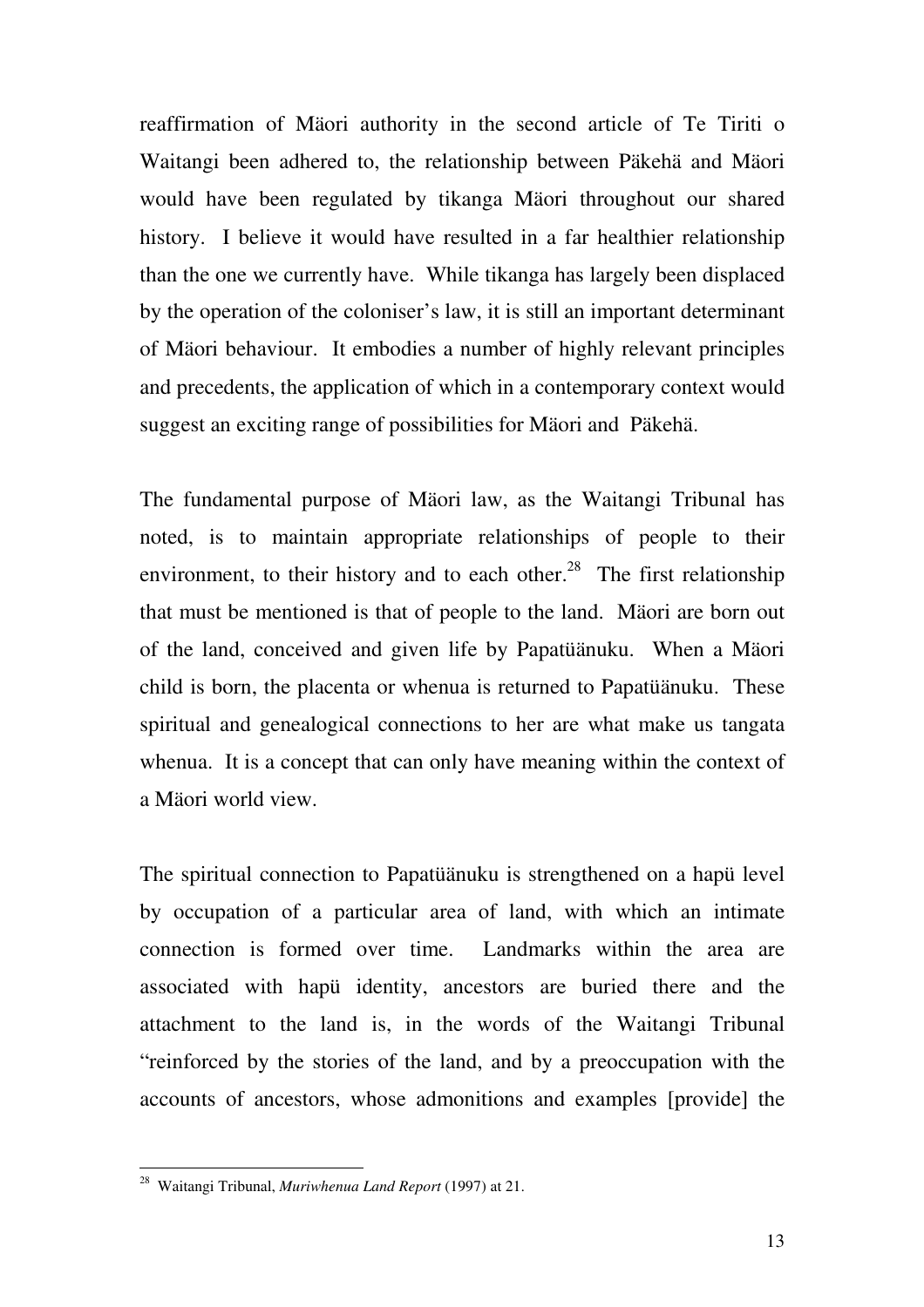reaffirmation of Mäori authority in the second article of Te Tiriti o Waitangi been adhered to, the relationship between Päkehä and Mäori would have been regulated by tikanga Mäori throughout our shared history. I believe it would have resulted in a far healthier relationship than the one we currently have. While tikanga has largely been displaced by the operation of the coloniser's law, it is still an important determinant of Mäori behaviour. It embodies a number of highly relevant principles and precedents, the application of which in a contemporary context would suggest an exciting range of possibilities for Mäori and Päkehä.

The fundamental purpose of Mäori law, as the Waitangi Tribunal has noted, is to maintain appropriate relationships of people to their environment, to their history and to each other.[28] The first relationship that must be mentioned is that of people to the land. Mäori are born out of the land, conceived and given life by Papatüänuku. When a Mäori child is born, the placenta or whenua is returned to Papatüänuku. These spiritual and genealogical connections to her are what make us tangata whenua. It is a concept that can only have meaning within the context of a Mäori world view.

The spiritual connection to Papatüänuku is strengthened on a hapü level by occupation of a particular area of land, with which an intimate connection is formed over time. Landmarks within the area are associated with hapü identity, ancestors are buried there and the attachment to the land is, in the words of the Waitangi Tribunal "reinforced by the stories of the land, and by a preoccupation with the accounts of ancestors, whose admonitions and examples [provide] the

---

[28] Waitangi Tribunal, *Muriwhenua Land Report* (1997) at 21.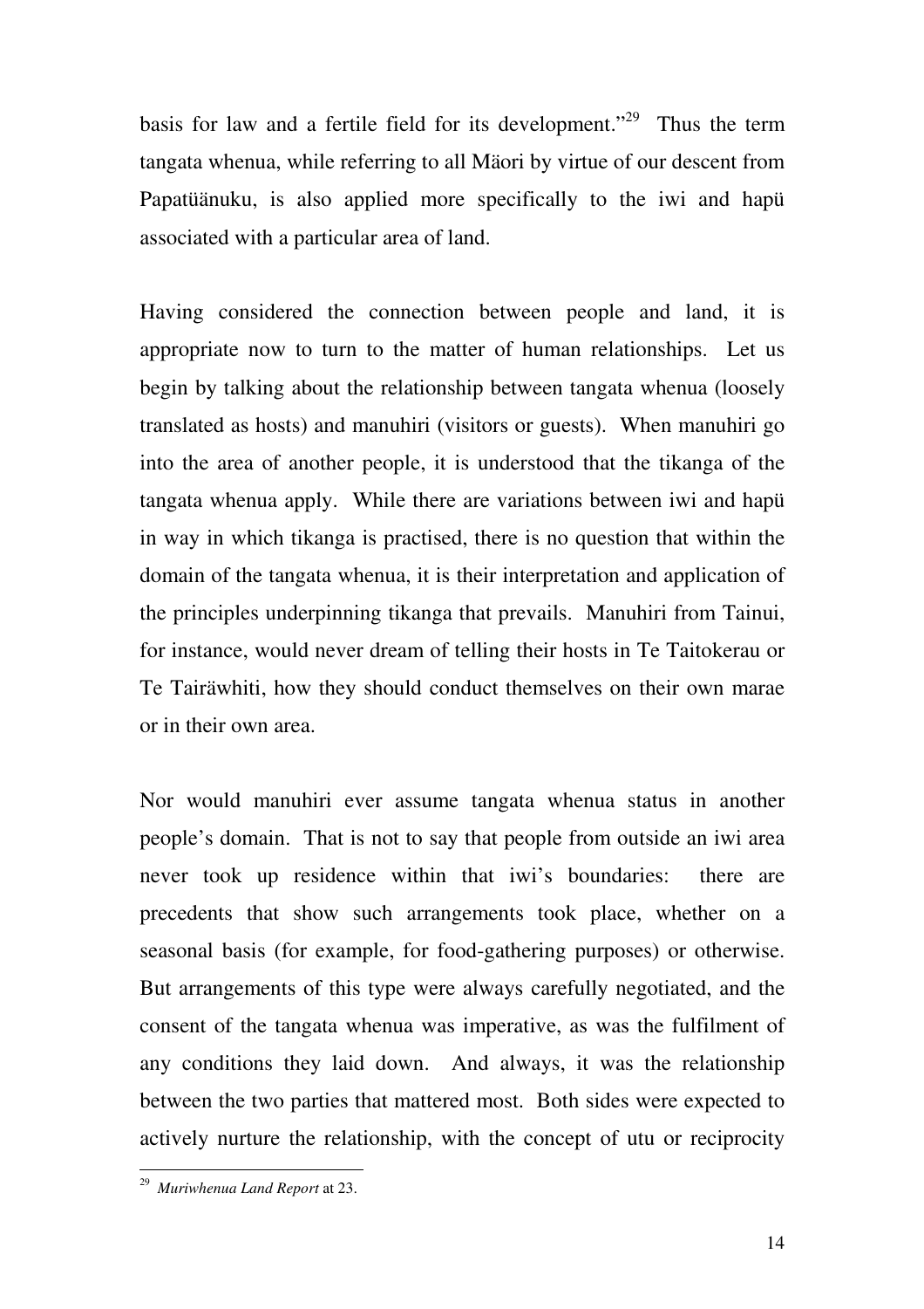basis for law and a fertile field for its development."[29] Thus the term tangata whenua, while referring to all Mäori by virtue of our descent from Papatüänuku, is also applied more specifically to the iwi and hapü associated with a particular area of land.

Having considered the connection between people and land, it is appropriate now to turn to the matter of human relationships. Let us begin by talking about the relationship between tangata whenua (loosely translated as hosts) and manuhiri (visitors or guests). When manuhiri go into the area of another people, it is understood that the tikanga of the tangata whenua apply. While there are variations between iwi and hapü in way in which tikanga is practised, there is no question that within the domain of the tangata whenua, it is their interpretation and application of the principles underpinning tikanga that prevails. Manuhiri from Tainui, for instance, would never dream of telling their hosts in Te Taitokerau or Te Tairäwhiti, how they should conduct themselves on their own marae or in their own area.

Nor would manuhiri ever assume tangata whenua status in another people's domain. That is not to say that people from outside an iwi area never took up residence within that iwi's boundaries: there are precedents that show such arrangements took place, whether on a seasonal basis (for example, for food-gathering purposes) or otherwise. But arrangements of this type were always carefully negotiated, and the consent of the tangata whenua was imperative, as was the fulfilment of any conditions they laid down. And always, it was the relationship between the two parties that mattered most. Both sides were expected to actively nurture the relationship, with the concept of utu or reciprocity

[29] *Muriwhenua Land Report* at 23.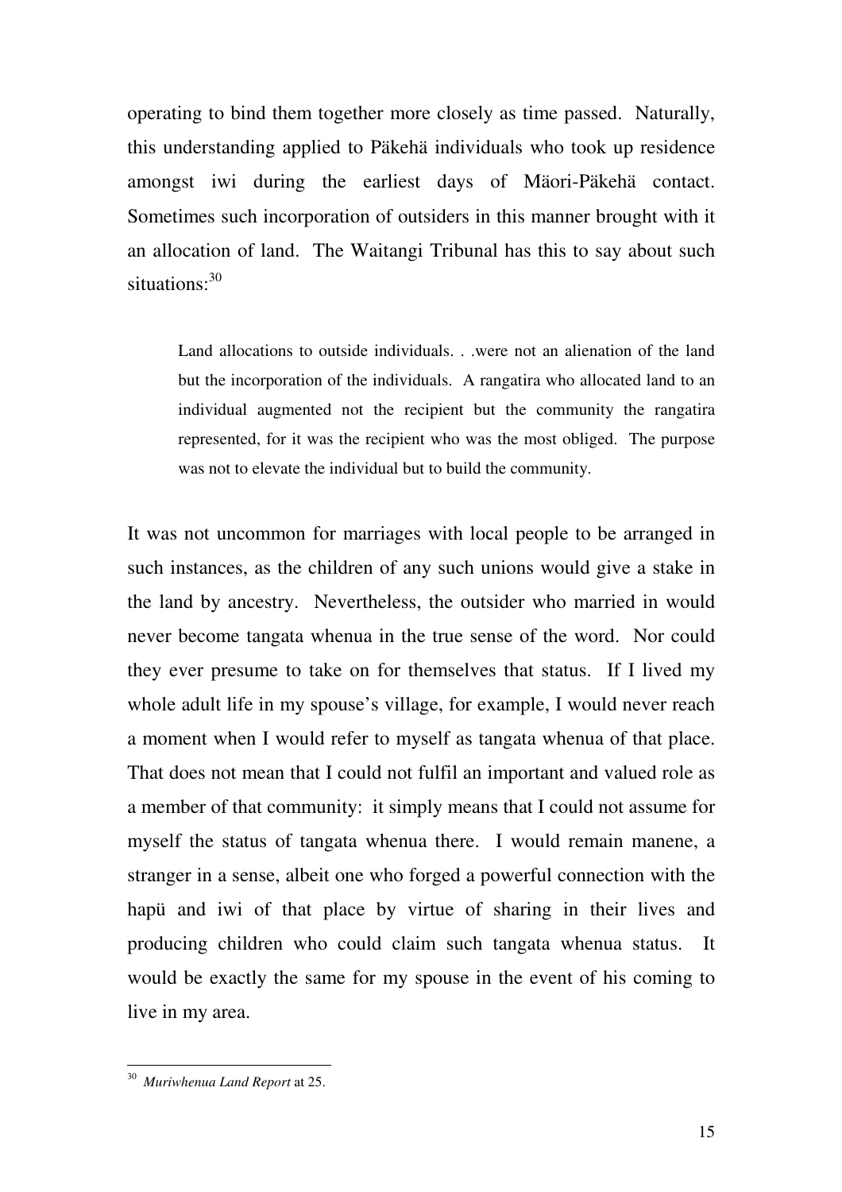operating to bind them together more closely as time passed. Naturally, this understanding applied to Päkehä individuals who took up residence amongst iwi during the earliest days of Mäori-Päkehä contact. Sometimes such incorporation of outsiders in this manner brought with it an allocation of land. The Waitangi Tribunal has this to say about such situations:[30]

> Land allocations to outside individuals. . .were not an alienation of the land but the incorporation of the individuals. A rangatira who allocated land to an individual augmented not the recipient but the community the rangatira represented, for it was the recipient who was the most obliged. The purpose was not to elevate the individual but to build the community.

It was not uncommon for marriages with local people to be arranged in such instances, as the children of any such unions would give a stake in the land by ancestry. Nevertheless, the outsider who married in would never become tangata whenua in the true sense of the word. Nor could they ever presume to take on for themselves that status. If I lived my whole adult life in my spouse's village, for example, I would never reach a moment when I would refer to myself as tangata whenua of that place. That does not mean that I could not fulfil an important and valued role as a member of that community: it simply means that I could not assume for myself the status of tangata whenua there. I would remain manene, a stranger in a sense, albeit one who forged a powerful connection with the hapü and iwi of that place by virtue of sharing in their lives and producing children who could claim such tangata whenua status. It would be exactly the same for my spouse in the event of his coming to live in my area.

---

[30] *Muriwhenua Land Report* at 25.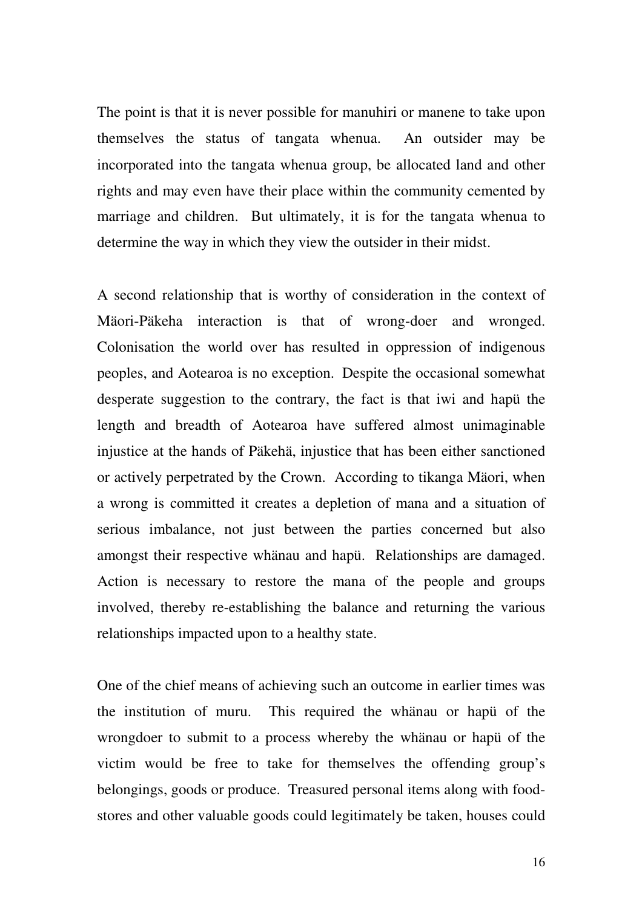The point is that it is never possible for manuhiri or manene to take upon themselves the status of tangata whenua. An outsider may be incorporated into the tangata whenua group, be allocated land and other rights and may even have their place within the community cemented by marriage and children. But ultimately, it is for the tangata whenua to determine the way in which they view the outsider in their midst.

A second relationship that is worthy of consideration in the context of Mäori-Päkeha interaction is that of wrong-doer and wronged. Colonisation the world over has resulted in oppression of indigenous peoples, and Aotearoa is no exception. Despite the occasional somewhat desperate suggestion to the contrary, the fact is that iwi and hapü the length and breadth of Aotearoa have suffered almost unimaginable injustice at the hands of Päkehä, injustice that has been either sanctioned or actively perpetrated by the Crown. According to tikanga Mäori, when a wrong is committed it creates a depletion of mana and a situation of serious imbalance, not just between the parties concerned but also amongst their respective whänau and hapü. Relationships are damaged. Action is necessary to restore the mana of the people and groups involved, thereby re-establishing the balance and returning the various relationships impacted upon to a healthy state.

One of the chief means of achieving such an outcome in earlier times was the institution of muru. This required the whänau or hapü of the wrongdoer to submit to a process whereby the whänau or hapü of the victim would be free to take for themselves the offending group's belongings, goods or produce. Treasured personal items along with food-stores and other valuable goods could legitimately be taken, houses could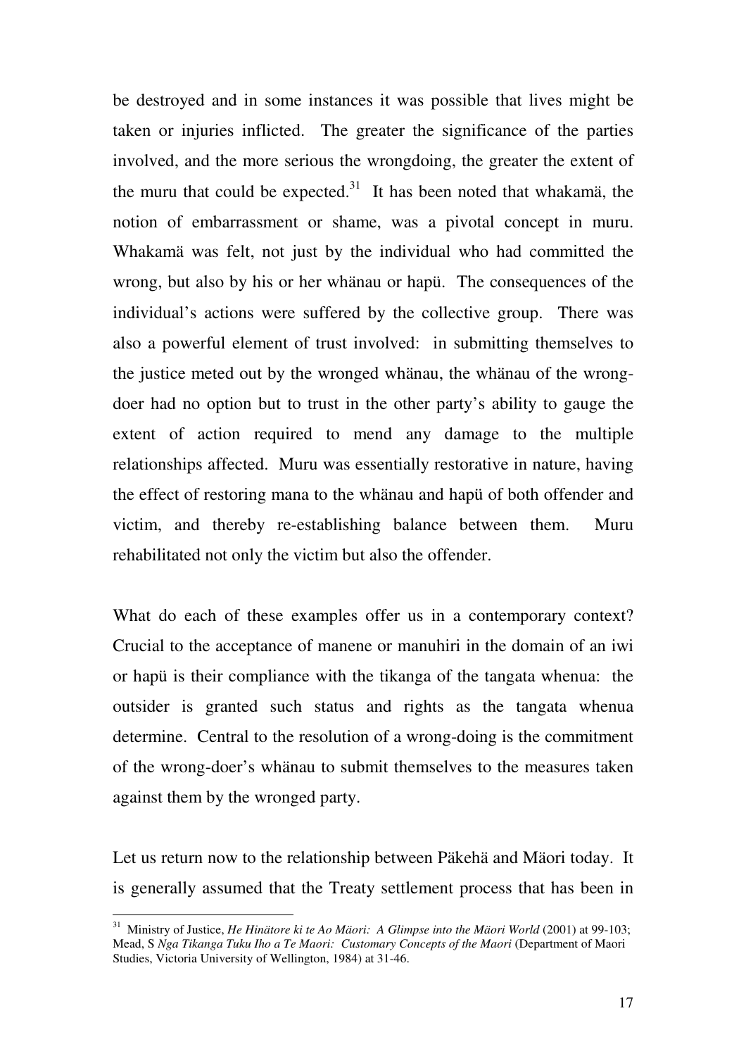be destroyed and in some instances it was possible that lives might be taken or injuries inflicted. The greater the significance of the parties involved, and the more serious the wrongdoing, the greater the extent of the muru that could be expected.[31] It has been noted that whakamä, the notion of embarrassment or shame, was a pivotal concept in muru. Whakamä was felt, not just by the individual who had committed the wrong, but also by his or her whänau or hapü. The consequences of the individual's actions were suffered by the collective group. There was also a powerful element of trust involved: in submitting themselves to the justice meted out by the wronged whänau, the whänau of the wrong-doer had no option but to trust in the other party's ability to gauge the extent of action required to mend any damage to the multiple relationships affected. Muru was essentially restorative in nature, having the effect of restoring mana to the whänau and hapü of both offender and victim, and thereby re-establishing balance between them. Muru rehabilitated not only the victim but also the offender.

What do each of these examples offer us in a contemporary context? Crucial to the acceptance of manene or manuhiri in the domain of an iwi or hapü is their compliance with the tikanga of the tangata whenua: the outsider is granted such status and rights as the tangata whenua determine. Central to the resolution of a wrong-doing is the commitment of the wrong-doer's whänau to submit themselves to the measures taken against them by the wronged party.

Let us return now to the relationship between Päkehä and Mäori today. It is generally assumed that the Treaty settlement process that has been in

---

[31] Ministry of Justice, *He Hinätore ki te Ao Mäori: A Glimpse into the Mäori World* (2001) at 99-103; Mead, S *Nga Tikanga Tuku Iho a Te Maori: Customary Concepts of the Maori* (Department of Maori Studies, Victoria University of Wellington, 1984) at 31-46.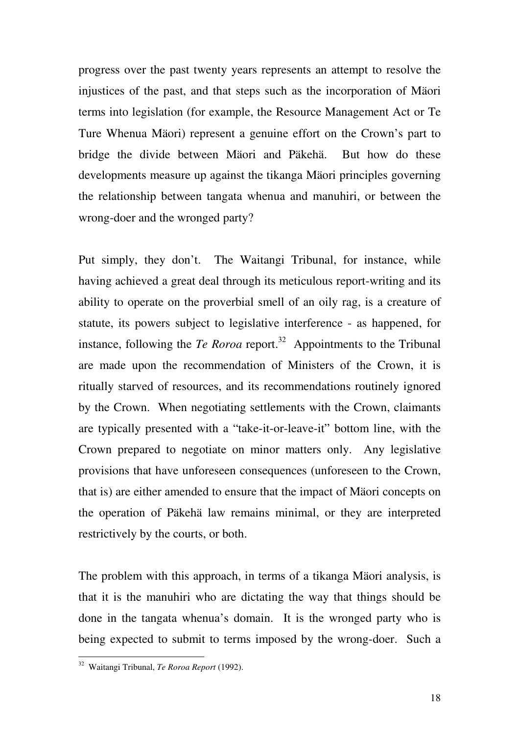progress over the past twenty years represents an attempt to resolve the injustices of the past, and that steps such as the incorporation of Mäori terms into legislation (for example, the Resource Management Act or Te Ture Whenua Mäori) represent a genuine effort on the Crown's part to bridge the divide between Mäori and Päkehä. But how do these developments measure up against the tikanga Mäori principles governing the relationship between tangata whenua and manuhiri, or between the wrong-doer and the wronged party?

Put simply, they don't. The Waitangi Tribunal, for instance, while having achieved a great deal through its meticulous report-writing and its ability to operate on the proverbial smell of an oily rag, is a creature of statute, its powers subject to legislative interference - as happened, for instance, following the *Te Roroa* report.[32] Appointments to the Tribunal are made upon the recommendation of Ministers of the Crown, it is ritually starved of resources, and its recommendations routinely ignored by the Crown. When negotiating settlements with the Crown, claimants are typically presented with a "take-it-or-leave-it" bottom line, with the Crown prepared to negotiate on minor matters only. Any legislative provisions that have unforeseen consequences (unforeseen to the Crown, that is) are either amended to ensure that the impact of Mäori concepts on the operation of Päkehä law remains minimal, or they are interpreted restrictively by the courts, or both.

The problem with this approach, in terms of a tikanga Mäori analysis, is that it is the manuhiri who are dictating the way that things should be done in the tangata whenua's domain. It is the wronged party who is being expected to submit to terms imposed by the wrong-doer. Such a

[32] Waitangi Tribunal, *Te Roroa Report* (1992).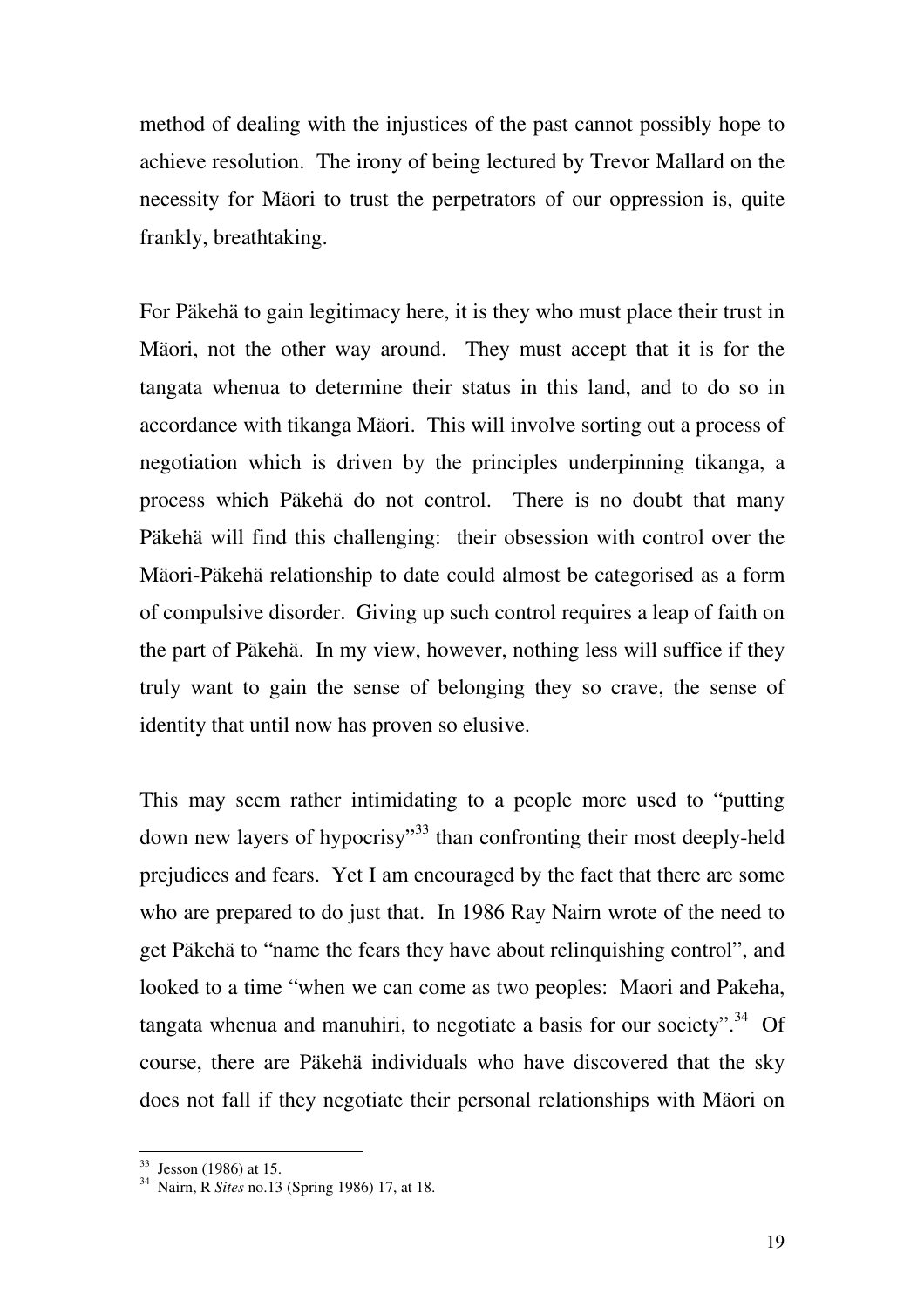method of dealing with the injustices of the past cannot possibly hope to achieve resolution. The irony of being lectured by Trevor Mallard on the necessity for Mäori to trust the perpetrators of our oppression is, quite frankly, breathtaking.

For Päkehä to gain legitimacy here, it is they who must place their trust in Mäori, not the other way around. They must accept that it is for the tangata whenua to determine their status in this land, and to do so in accordance with tikanga Mäori. This will involve sorting out a process of negotiation which is driven by the principles underpinning tikanga, a process which Päkehä do not control. There is no doubt that many Päkehä will find this challenging: their obsession with control over the Mäori-Päkehä relationship to date could almost be categorised as a form of compulsive disorder. Giving up such control requires a leap of faith on the part of Päkehä. In my view, however, nothing less will suffice if they truly want to gain the sense of belonging they so crave, the sense of identity that until now has proven so elusive.

This may seem rather intimidating to a people more used to "putting down new layers of hypocrisy"[33] than confronting their most deeply-held prejudices and fears. Yet I am encouraged by the fact that there are some who are prepared to do just that. In 1986 Ray Nairn wrote of the need to get Päkehä to "name the fears they have about relinquishing control", and looked to a time "when we can come as two peoples: Maori and Pakeha, tangata whenua and manuhiri, to negotiate a basis for our society".[34] Of course, there are Päkehä individuals who have discovered that the sky does not fall if they negotiate their personal relationships with Mäori on

---

[33] Jesson (1986) at 15.

[34] Nairn, R *Sites* no.13 (Spring 1986) 17, at 18.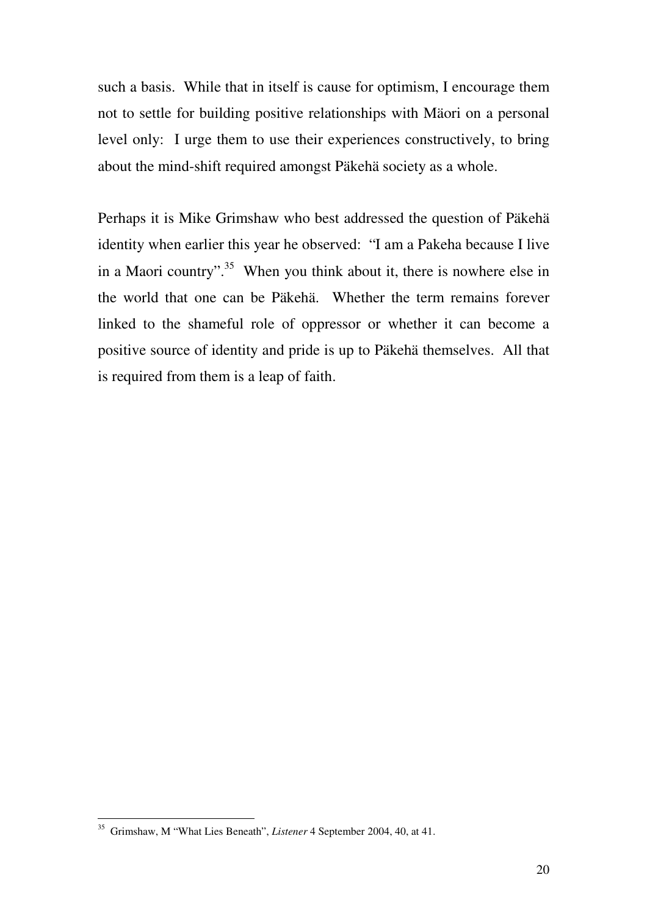such a basis. While that in itself is cause for optimism, I encourage them not to settle for building positive relationships with Mäori on a personal level only: I urge them to use their experiences constructively, to bring about the mind-shift required amongst Päkehä society as a whole.

Perhaps it is Mike Grimshaw who best addressed the question of Päkehä identity when earlier this year he observed: "I am a Pakeha because I live in a Maori country".[35] When you think about it, there is nowhere else in the world that one can be Päkehä. Whether the term remains forever linked to the shameful role of oppressor or whether it can become a positive source of identity and pride is up to Päkehä themselves. All that is required from them is a leap of faith.

[35] Grimshaw, M "What Lies Beneath", *Listener* 4 September 2004, 40, at 41.